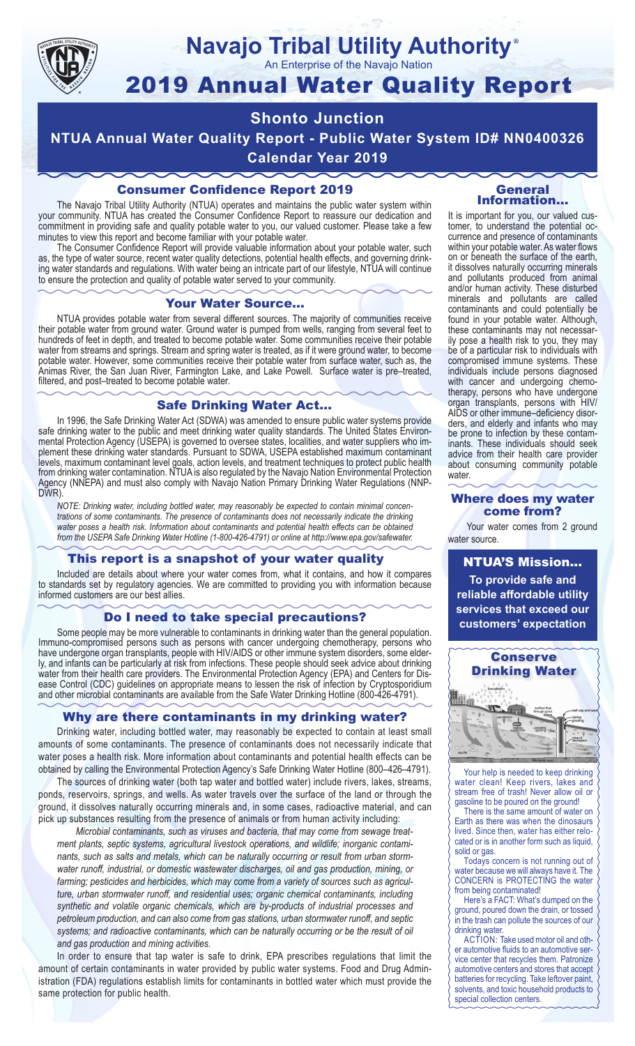# Navajo Tribal Utility Authority®

An Enterprise of the Navajo Nation

# 2019 Annual Water Quality Report

## Shonto Junction

## NTUA Annual Water Quality Report - Public Water System ID# NN0400326

## Calendar Year 2019

### Consumer Confidence Report 2019

The Navajo Tribal Utility Authority (NTUA) operates and maintains the public water system within your community. NTUA has created the Consumer Confidence Report to reassure our dedication and commitment in providing safe and quality potable water to you, our valued customer. Please take a few minutes to view this report and become familiar with your potable water.

The Consumer Confidence Report will provide valuable information about your potable water, such as, the type of water source, recent water quality detections, potential health effects, and governing drinking water standards and regulations. With water being an intricate part of our lifestyle, NTUA will continue to ensure the protection and quality of potable water served to your community.

### Your Water Source…

NTUA provides potable water from several different sources. The majority of communities receive their potable water from ground water. Ground water is pumped from wells, ranging from several feet to hundreds of feet in depth, and treated to become potable water. Some communities receive their potable water from streams and springs. Stream and spring water is treated, as if it were ground water, to become potable water. However, some communities receive their potable water from surface water, such as, the Animas River, the San Juan River, Farmington Lake, and Lake Powell. Surface water is pre–treated, filtered, and post–treated to become potable water.

### Safe Drinking Water Act…

In 1996, the Safe Drinking Water Act (SDWA) was amended to ensure public water systems provide safe drinking water to the public and meet drinking water quality standards. The United States Environmental Protection Agency (USEPA) is governed to oversee states, localities, and water suppliers who implement these drinking water standards. Pursuant to SDWA, USEPA established maximum contaminant levels, maximum contaminant level goals, action levels, and treatment techniques to protect public health from drinking water contamination. NTUA is also regulated by the Navajo Nation Environmental Protection Agency (NNEPA) and must also comply with Navajo Nation Primary Drinking Water Regulations (NNPDWR).

*NOTE: Drinking water, including bottled water, may reasonably be expected to contain minimal concentrations of some contaminants. The presence of contaminants does not necessarily indicate the drinking water poses a health risk. Information about contaminants and potential health effects can be obtained from the USEPA Safe Drinking Water Hotline (1-800-426-4791) or online at http://www.epa.gov/safewater.*

### This report is a snapshot of your water quality

Included are details about where your water comes from, what it contains, and how it compares to standards set by regulatory agencies. We are committed to providing you with information because informed customers are our best allies.

### Do I need to take special precautions?

Some people may be more vulnerable to contaminants in drinking water than the general population. Immuno-compromised persons such as persons with cancer undergoing chemotherapy, persons who have undergone organ transplants, people with HIV/AIDS or other immune system disorders, some elderly, and infants can be particularly at risk from infections. These people should seek advice about drinking water from their health care providers. The Environmental Protection Agency (EPA) and Centers for Disease Control (CDC) guidelines on appropriate means to lessen the risk of infection by Cryptosporidium and other microbial contaminants are available from the Safe Water Drinking Hotline (800-426-4791).

### Why are there contaminants in my drinking water?

Drinking water, including bottled water, may reasonably be expected to contain at least small amounts of some contaminants. The presence of contaminants does not necessarily indicate that water poses a health risk. More information about contaminants and potential health effects can be obtained by calling the Environmental Protection Agency's Safe Drinking Water Hotline (800–426–4791).

The sources of drinking water (both tap water and bottled water) include rivers, lakes, streams, ponds, reservoirs, springs, and wells. As water travels over the surface of the land or through the ground, it dissolves naturally occurring minerals and, in some cases, radioactive material, and can pick up substances resulting from the presence of animals or from human activity including:

*Microbial contaminants, such as viruses and bacteria, that may come from sewage treatment plants, septic systems, agricultural livestock operations, and wildlife; inorganic contaminants, such as salts and metals, which can be naturally occurring or result from urban stormwater runoff, industrial, or domestic wastewater discharges, oil and gas production, mining, or farming; pesticides and herbicides, which may come from a variety of sources such as agriculture, urban stormwater runoff, and residential uses; organic chemical contaminants, including synthetic and volatile organic chemicals, which are by-products of industrial processes and petroleum production, and can also come from gas stations, urban stormwater runoff, and septic systems; and radioactive contaminants, which can be naturally occurring or be the result of oil and gas production and mining activities.*

In order to ensure that tap water is safe to drink, EPA prescribes regulations that limit the amount of certain contaminants in water provided by public water systems. Food and Drug Administration (FDA) regulations establish limits for contaminants in bottled water which must provide the same protection for public health.

### General Information…

It is important for you, our valued customer, to understand the potential occurrence and presence of contaminants within your potable water. As water flows on or beneath the surface of the earth, it dissolves naturally occurring minerals and pollutants produced from animal and/or human activity. These disturbed minerals and pollutants are called contaminants and could potentially be found in your potable water. Although, these contaminants may not necessarily pose a health risk to you, they may be of a particular risk to individuals with compromised immune systems. These individuals include persons diagnosed with cancer and undergoing chemotherapy, persons who have undergone organ transplants, persons with HIV/AIDS or other immune–deficiency disorders, and elderly and infants who may be prone to infection by these contaminants. These individuals should seek advice from their health care provider about consuming community potable water.

### Where does my water come from?

Your water comes from 2 ground water source.

### NTUA'S Mission…

**To provide safe and reliable affordable utility services that exceed our customers' expectation**

### Conserve Drinking Water

Your help is needed to keep drinking water clean! Keep rivers, lakes and stream free of trash! Never allow oil or gasoline to be poured on the ground!

There is the same amount of water on Earth as there was when the dinosaurs lived. Since then, water has either relocated or is in another form such as liquid, solid or gas.

Todays concern is not running out of water because we will always have it. The CONCERN is PROTECTING the water from being contaminated!

Here's a FACT: What's dumped on the ground, poured down the drain, or tossed in the trash can pollute the sources of our drinking water.

ACTION: Take used motor oil and other automotive fluids to an automotive service center that recycles them. Patronize automotive centers and stores that accept batteries for recycling. Take leftover paint, solvents, and toxic household products to special collection centers.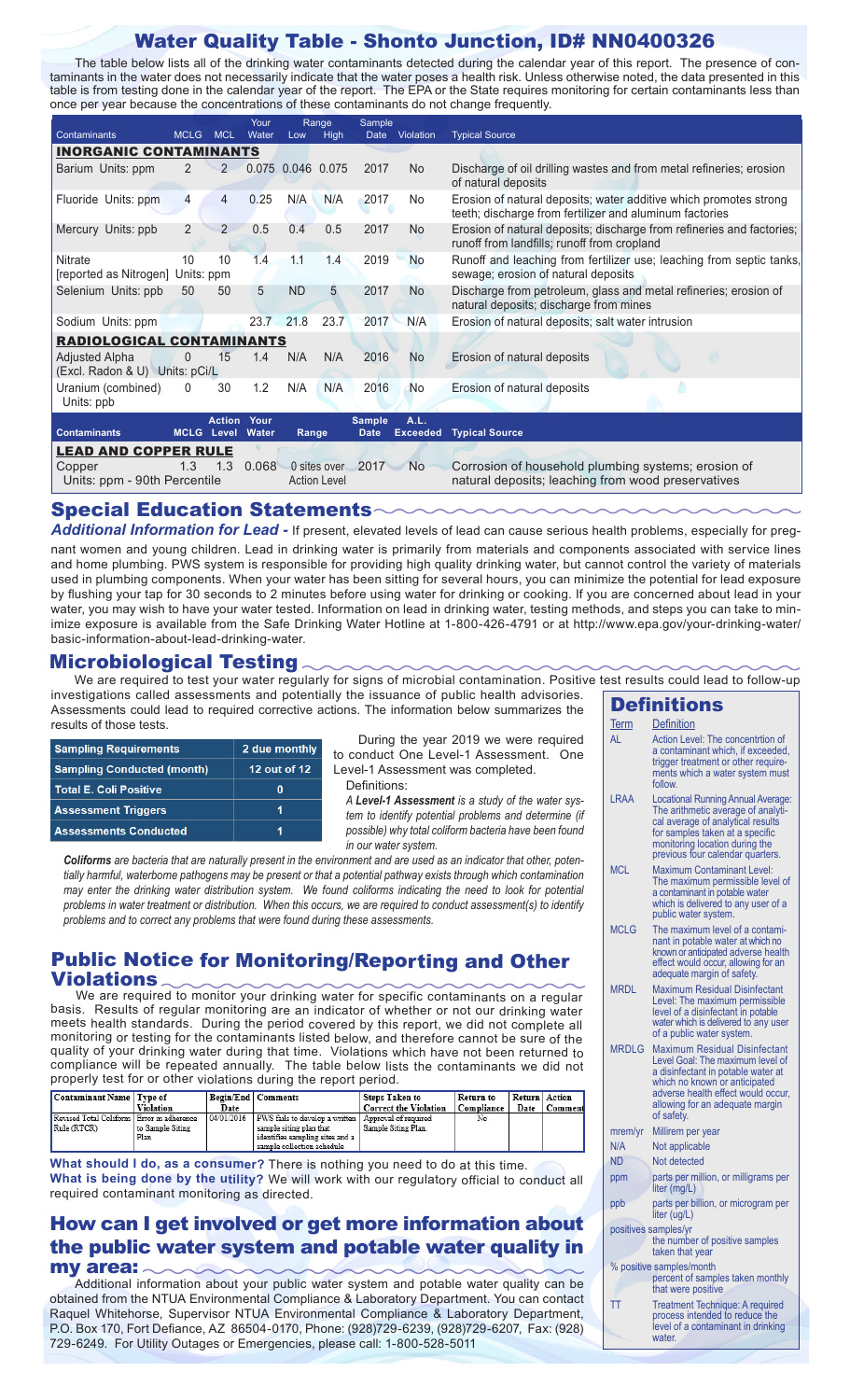# Water Quality Table - Shonto Junction, ID# NN0400326

The table below lists all of the drinking water contaminants detected during the calendar year of this report. The presence of contaminants in the water does not necessarily indicate that the water poses a health risk. Unless otherwise noted, the data presented in this table is from testing done in the calendar year of the report. The EPA or the State requires monitoring for certain contaminants less than once per year because the concentrations of these contaminants do not change frequently.

| Contaminants | MCLG | MCL | Your Water | Range Low | Range High | Sample Date | Violation | Typical Source |
|---|---|---|---|---|---|---|---|---|
| **INORGANIC CONTAMINANTS** | | | | | | | | |
| Barium Units: ppm | 2 | 2 | 0.075 | 0.046 | 0.075 | 2017 | No | Discharge of oil drilling wastes and from metal refineries; erosion of natural deposits |
| Fluoride Units: ppm | 4 | 4 | 0.25 | N/A | N/A | 2017 | No | Erosion of natural deposits; water additive which promotes strong teeth; discharge from fertilizer and aluminum factories |
| Mercury Units: ppb | 2 | 2 | 0.5 | 0.4 | 0.5 | 2017 | No | Erosion of natural deposits; discharge from refineries and factories; runoff from landfills; runoff from cropland |
| Nitrate [reported as Nitrogen] Units: ppm | 10 | 10 | 1.4 | 1.1 | 1.4 | 2019 | No | Runoff and leaching from fertilizer use; leaching from septic tanks, sewage; erosion of natural deposits |
| Selenium Units: ppb | 50 | 50 | 5 | ND | 5 | 2017 | No | Discharge from petroleum, glass and metal refineries; erosion of natural deposits; discharge from mines |
| Sodium Units: ppm | | | 23.7 | 21.8 | 23.7 | 2017 | N/A | Erosion of natural deposits; salt water intrusion |
| **RADIOLOGICAL CONTAMINANTS** | | | | | | | | |
| Adjusted Alpha (Excl. Radon & U) Units: pCi/L | 0 | 15 | 1.4 | N/A | N/A | 2016 | No | Erosion of natural deposits |
| Uranium (combined) Units: ppb | 0 | 30 | 1.2 | N/A | N/A | 2016 | No | Erosion of natural deposits |

| Contaminants | MCLG | Action Level | Your Water | Range | Sample Date | A.L. Exceeded | Typical Source |
|---|---|---|---|---|---|---|---|
| **LEAD AND COPPER RULE** | | | | | | | |
| Copper Units: ppm - 90th Percentile | 1.3 | 1.3 | 0.068 | 0 sites over Action Level | 2017 | No | Corrosion of household plumbing systems; erosion of natural deposits; leaching from wood preservatives |

## Special Education Statements

***Additional Information for Lead -*** If present, elevated levels of lead can cause serious health problems, especially for pregnant women and young children. Lead in drinking water is primarily from materials and components associated with service lines and home plumbing. PWS system is responsible for providing high quality drinking water, but cannot control the variety of materials used in plumbing components. When your water has been sitting for several hours, you can minimize the potential for lead exposure by flushing your tap for 30 seconds to 2 minutes before using water for drinking or cooking. If you are concerned about lead in your water, you may wish to have your water tested. Information on lead in drinking water, testing methods, and steps you can take to minimize exposure is available from the Safe Drinking Water Hotline at 1-800-426-4791 or at http://www.epa.gov/your-drinking-water/basic-information-about-lead-drinking-water.

## Microbiological Testing

We are required to test your water regularly for signs of microbial contamination. Positive test results could lead to follow-up investigations called assessments and potentially the issuance of public health advisories. Assessments could lead to required corrective actions. The information below summarizes the results of those tests.

| Sampling Requirements | 2 due monthly |
|---|---|
| Sampling Conducted (month) | 12 out of 12 |
| Total E. Coli Positive | 0 |
| Assessment Triggers | 1 |
| Assessments Conducted | 1 |

During the year 2019 we were required to conduct One Level-1 Assessment. One Level-1 Assessment was completed.

Definitions:

*A **Level-1 Assessment** is a study of the water system to identify potential problems and determine (if possible) why total coliform bacteria have been found in our water system.*

***Coliforms*** *are bacteria that are naturally present in the environment and are used as an indicator that other, potentially harmful, waterborne pathogens may be present or that a potential pathway exists through which contamination may enter the drinking water distribution system. We found coliforms indicating the need to look for potential problems in water treatment or distribution. When this occurs, we are required to conduct assessment(s) to identify problems and to correct any problems that were found during these assessments.*

## Public Notice for Monitoring/Reporting and Other Violations

We are required to monitor your drinking water for specific contaminants on a regular basis. Results of regular monitoring are an indicator of whether or not our drinking water meets health standards. During the period covered by this report, we did not complete all monitoring or testing for the contaminants listed below, and therefore cannot be sure of the quality of your drinking water during that time. Violations which have not been returned to compliance will be repeated annually. The table below lists the contaminants we did not properly test for or other violations during the report period.

| Contaminant Name | Type of Violation | Begin/End Date | Comments | Steps Taken to Correct the Violation | Return to Compliance | Return Date | Action Comment |
|---|---|---|---|---|---|---|---|
| Revised Total Coliform Rule (RTCR) | Error in adherence to Sample Siting Plan | 04/01/2016 | PWS fails to develop a written sample siting plan that identifies sampling sites and a sample collection schedule | Approval of required Sample Siting Plan. | No | | |

**What should I do, as a consumer?** There is nothing you need to do at this time.
**What is being done by the utility?** We will work with our regulatory official to conduct all required contaminant monitoring as directed.

## How can I get involved or get more information about the public water system and potable water quality in my area:

Additional information about your public water system and potable water quality can be obtained from the NTUA Environmental Compliance & Laboratory Department. You can contact Raquel Whitehorse, Supervisor NTUA Environmental Compliance & Laboratory Department, P.O. Box 170, Fort Defiance, AZ 86504-0170, Phone: (928)729-6239, (928)729-6207, Fax: (928) 729-6249. For Utility Outages or Emergencies, please call: 1-800-528-5011

## Definitions

| Term | Definition |
|---|---|
| AL | Action Level: The concentrtion of a contaminant which, if exceeded, trigger treatment or other requirements which a water system must follow. |
| LRAA | Locational Running Annual Average: The arithmetic average of analytical results for samples taken at a specific monitoring location during the previous four calendar quarters. |
| MCL | Maximum Contaminant Level: The maximum permissible level of a contaminant in potable water which is delivered to any user of a public water system. |
| MCLG | The maximum level of a contaminant in potable water at which no known or anticipated adverse health effect would occur, allowing for an adequate margin of safety. |
| MRDL | Maximum Residual Disinfectant Level: The maximum permissible level of a disinfectant in potable water which is delivered to any user of a public water system. |
| MRDLG | Maximum Residual Disinfectant Level Goal: The maximum level of a disinfectant in potable water at which no known or anticipated adverse health effect would occur, allowing for an adequate margin of safety. |
| mrem/yr | Millirem per year |
| N/A | Not applicable |
| ND | Not detected |
| ppm | parts per million, or milligrams per liter (mg/L) |
| ppb | parts per billion, or microgram per liter (ug/L) |
| positives samples/yr | the number of positive samples taken that year |
| % positive samples/month | percent of samples taken monthly that were positive |
| TT | Treatment Technique: A required process intended to reduce the level of a contaminant in drinking water. |